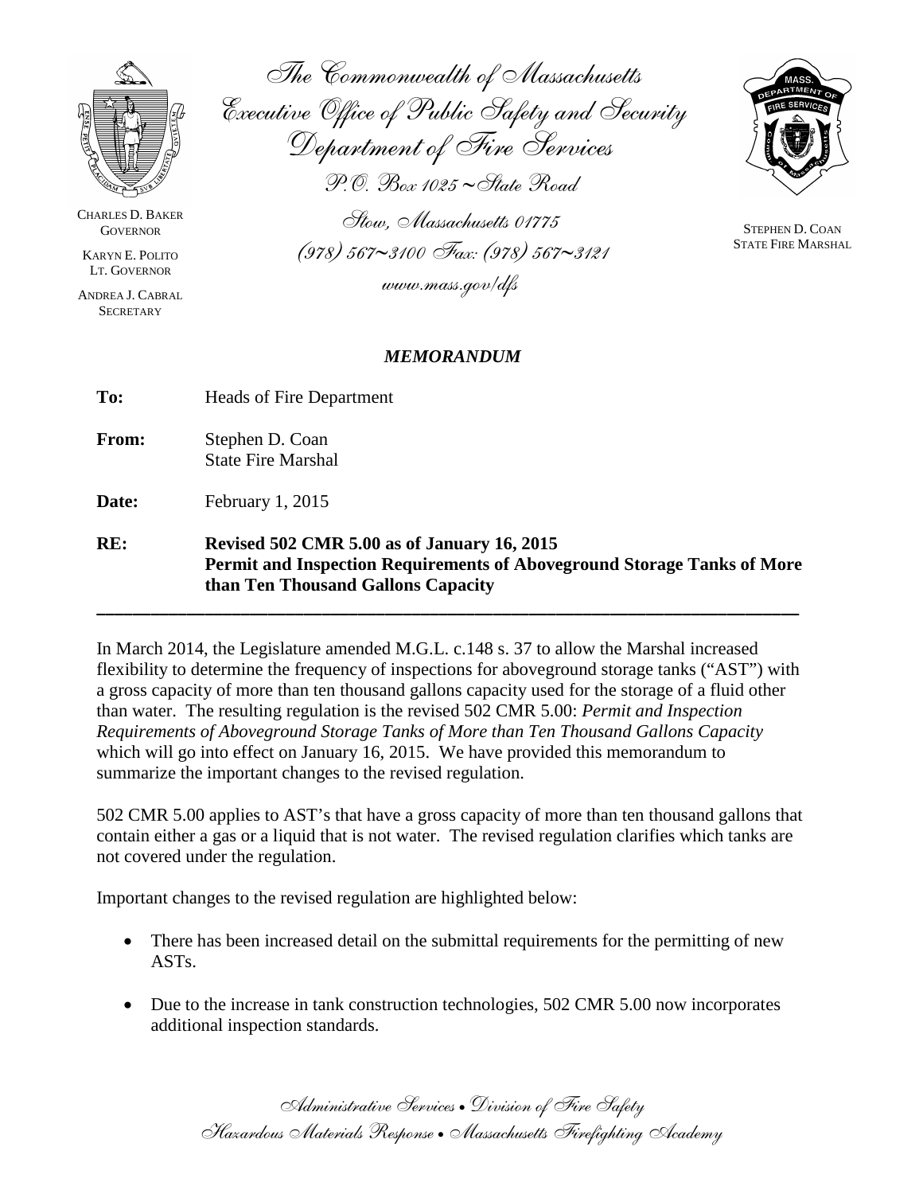The Commonwealth of Massachusetts
Executive Office of Public Safety and Security
Department of Fire Services
P.O. Box 1025 ~ State Road
Stow, Massachusetts 01775
(978) 567~3100 Fax: (978) 567~3121
www.mass.gov/dfs

CHARLES D. BAKER
GOVERNOR

KARYN E. POLITO
LT. GOVERNOR

ANDREA J. CABRAL
SECRETARY

STEPHEN D. COAN
STATE FIRE MARSHAL

## *MEMORANDUM*

**To:** Heads of Fire Department

**From:** Stephen D. Coan
State Fire Marshal

**Date:** February 1, 2015

**RE:** **Revised 502 CMR 5.00 as of January 16, 2015**
**Permit and Inspection Requirements of Aboveground Storage Tanks of More than Ten Thousand Gallons Capacity**

---

In March 2014, the Legislature amended M.G.L. c.148 s. 37 to allow the Marshal increased flexibility to determine the frequency of inspections for aboveground storage tanks ("AST") with a gross capacity of more than ten thousand gallons capacity used for the storage of a fluid other than water. The resulting regulation is the revised 502 CMR 5.00: *Permit and Inspection Requirements of Aboveground Storage Tanks of More than Ten Thousand Gallons Capacity* which will go into effect on January 16, 2015. We have provided this memorandum to summarize the important changes to the revised regulation.

502 CMR 5.00 applies to AST's that have a gross capacity of more than ten thousand gallons that contain either a gas or a liquid that is not water. The revised regulation clarifies which tanks are not covered under the regulation.

Important changes to the revised regulation are highlighted below:

- There has been increased detail on the submittal requirements for the permitting of new ASTs.
- Due to the increase in tank construction technologies, 502 CMR 5.00 now incorporates additional inspection standards.

Administrative Services • Division of Fire Safety
Hazardous Materials Response • Massachusetts Firefighting Academy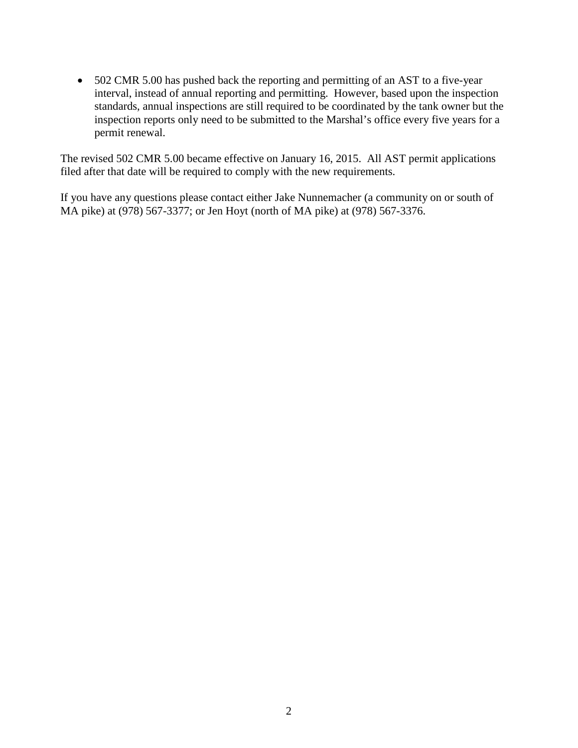- 502 CMR 5.00 has pushed back the reporting and permitting of an AST to a five-year interval, instead of annual reporting and permitting. However, based upon the inspection standards, annual inspections are still required to be coordinated by the tank owner but the inspection reports only need to be submitted to the Marshal's office every five years for a permit renewal.

The revised 502 CMR 5.00 became effective on January 16, 2015. All AST permit applications filed after that date will be required to comply with the new requirements.

If you have any questions please contact either Jake Nunnemacher (a community on or south of MA pike) at (978) 567-3377; or Jen Hoyt (north of MA pike) at (978) 567-3376.